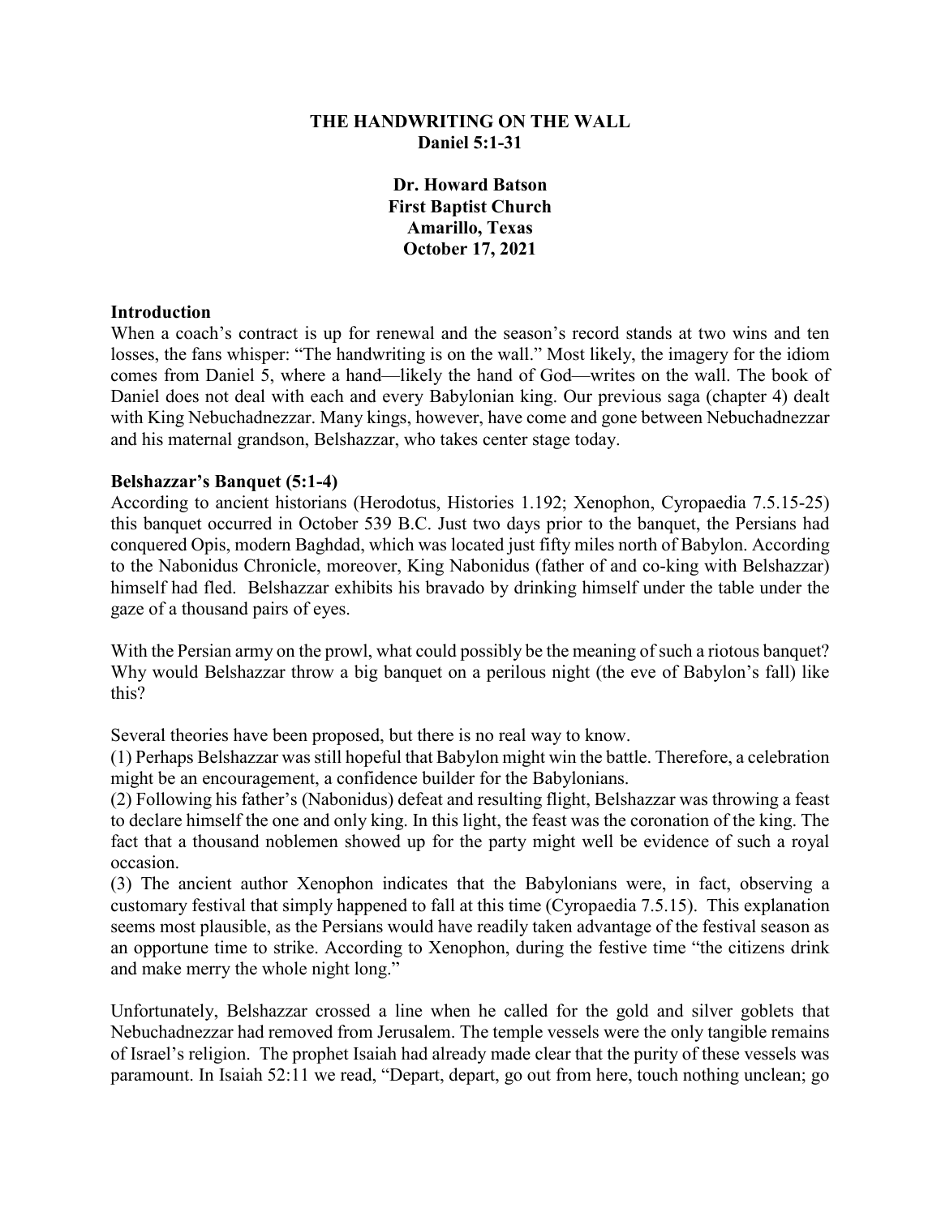**THE HANDWRITING ON THE WALL**
**Daniel 5:1-31**

**Dr. Howard Batson**
**First Baptist Church**
**Amarillo, Texas**
**October 17, 2021**

## Introduction

When a coach's contract is up for renewal and the season's record stands at two wins and ten losses, the fans whisper: "The handwriting is on the wall." Most likely, the imagery for the idiom comes from Daniel 5, where a hand—likely the hand of God—writes on the wall. The book of Daniel does not deal with each and every Babylonian king. Our previous saga (chapter 4) dealt with King Nebuchadnezzar. Many kings, however, have come and gone between Nebuchadnezzar and his maternal grandson, Belshazzar, who takes center stage today.

## Belshazzar's Banquet (5:1-4)

According to ancient historians (Herodotus, Histories 1.192; Xenophon, Cyropaedia 7.5.15-25) this banquet occurred in October 539 B.C. Just two days prior to the banquet, the Persians had conquered Opis, modern Baghdad, which was located just fifty miles north of Babylon. According to the Nabonidus Chronicle, moreover, King Nabonidus (father of and co-king with Belshazzar) himself had fled. Belshazzar exhibits his bravado by drinking himself under the table under the gaze of a thousand pairs of eyes.

With the Persian army on the prowl, what could possibly be the meaning of such a riotous banquet? Why would Belshazzar throw a big banquet on a perilous night (the eve of Babylon's fall) like this?

Several theories have been proposed, but there is no real way to know.

(1) Perhaps Belshazzar was still hopeful that Babylon might win the battle. Therefore, a celebration might be an encouragement, a confidence builder for the Babylonians.

(2) Following his father's (Nabonidus) defeat and resulting flight, Belshazzar was throwing a feast to declare himself the one and only king. In this light, the feast was the coronation of the king. The fact that a thousand noblemen showed up for the party might well be evidence of such a royal occasion.

(3) The ancient author Xenophon indicates that the Babylonians were, in fact, observing a customary festival that simply happened to fall at this time (Cyropaedia 7.5.15). This explanation seems most plausible, as the Persians would have readily taken advantage of the festival season as an opportune time to strike. According to Xenophon, during the festive time "the citizens drink and make merry the whole night long."

Unfortunately, Belshazzar crossed a line when he called for the gold and silver goblets that Nebuchadnezzar had removed from Jerusalem. The temple vessels were the only tangible remains of Israel's religion. The prophet Isaiah had already made clear that the purity of these vessels was paramount. In Isaiah 52:11 we read, "Depart, depart, go out from here, touch nothing unclean; go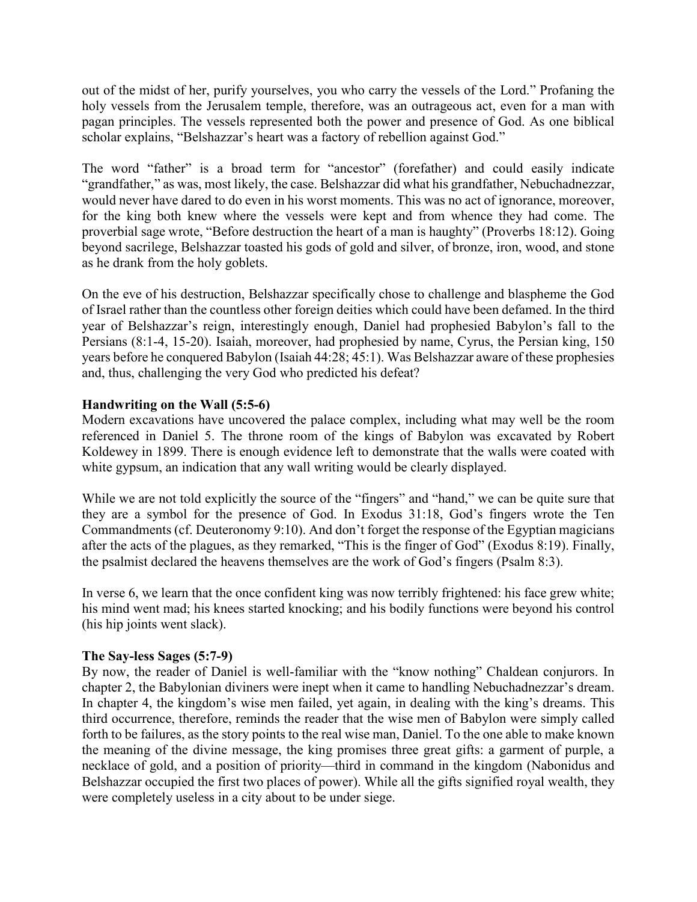out of the midst of her, purify yourselves, you who carry the vessels of the Lord." Profaning the holy vessels from the Jerusalem temple, therefore, was an outrageous act, even for a man with pagan principles. The vessels represented both the power and presence of God. As one biblical scholar explains, "Belshazzar's heart was a factory of rebellion against God."

The word "father" is a broad term for "ancestor" (forefather) and could easily indicate "grandfather," as was, most likely, the case. Belshazzar did what his grandfather, Nebuchadnezzar, would never have dared to do even in his worst moments. This was no act of ignorance, moreover, for the king both knew where the vessels were kept and from whence they had come. The proverbial sage wrote, "Before destruction the heart of a man is haughty" (Proverbs 18:12). Going beyond sacrilege, Belshazzar toasted his gods of gold and silver, of bronze, iron, wood, and stone as he drank from the holy goblets.

On the eve of his destruction, Belshazzar specifically chose to challenge and blaspheme the God of Israel rather than the countless other foreign deities which could have been defamed. In the third year of Belshazzar's reign, interestingly enough, Daniel had prophesied Babylon's fall to the Persians (8:1-4, 15-20). Isaiah, moreover, had prophesied by name, Cyrus, the Persian king, 150 years before he conquered Babylon (Isaiah 44:28; 45:1). Was Belshazzar aware of these prophesies and, thus, challenging the very God who predicted his defeat?

**Handwriting on the Wall (5:5-6)**

Modern excavations have uncovered the palace complex, including what may well be the room referenced in Daniel 5. The throne room of the kings of Babylon was excavated by Robert Koldewey in 1899. There is enough evidence left to demonstrate that the walls were coated with white gypsum, an indication that any wall writing would be clearly displayed.

While we are not told explicitly the source of the "fingers" and "hand," we can be quite sure that they are a symbol for the presence of God. In Exodus 31:18, God's fingers wrote the Ten Commandments (cf. Deuteronomy 9:10). And don't forget the response of the Egyptian magicians after the acts of the plagues, as they remarked, "This is the finger of God" (Exodus 8:19). Finally, the psalmist declared the heavens themselves are the work of God's fingers (Psalm 8:3).

In verse 6, we learn that the once confident king was now terribly frightened: his face grew white; his mind went mad; his knees started knocking; and his bodily functions were beyond his control (his hip joints went slack).

**The Say-less Sages (5:7-9)**

By now, the reader of Daniel is well-familiar with the "know nothing" Chaldean conjurors. In chapter 2, the Babylonian diviners were inept when it came to handling Nebuchadnezzar's dream. In chapter 4, the kingdom's wise men failed, yet again, in dealing with the king's dreams. This third occurrence, therefore, reminds the reader that the wise men of Babylon were simply called forth to be failures, as the story points to the real wise man, Daniel. To the one able to make known the meaning of the divine message, the king promises three great gifts: a garment of purple, a necklace of gold, and a position of priority—third in command in the kingdom (Nabonidus and Belshazzar occupied the first two places of power). While all the gifts signified royal wealth, they were completely useless in a city about to be under siege.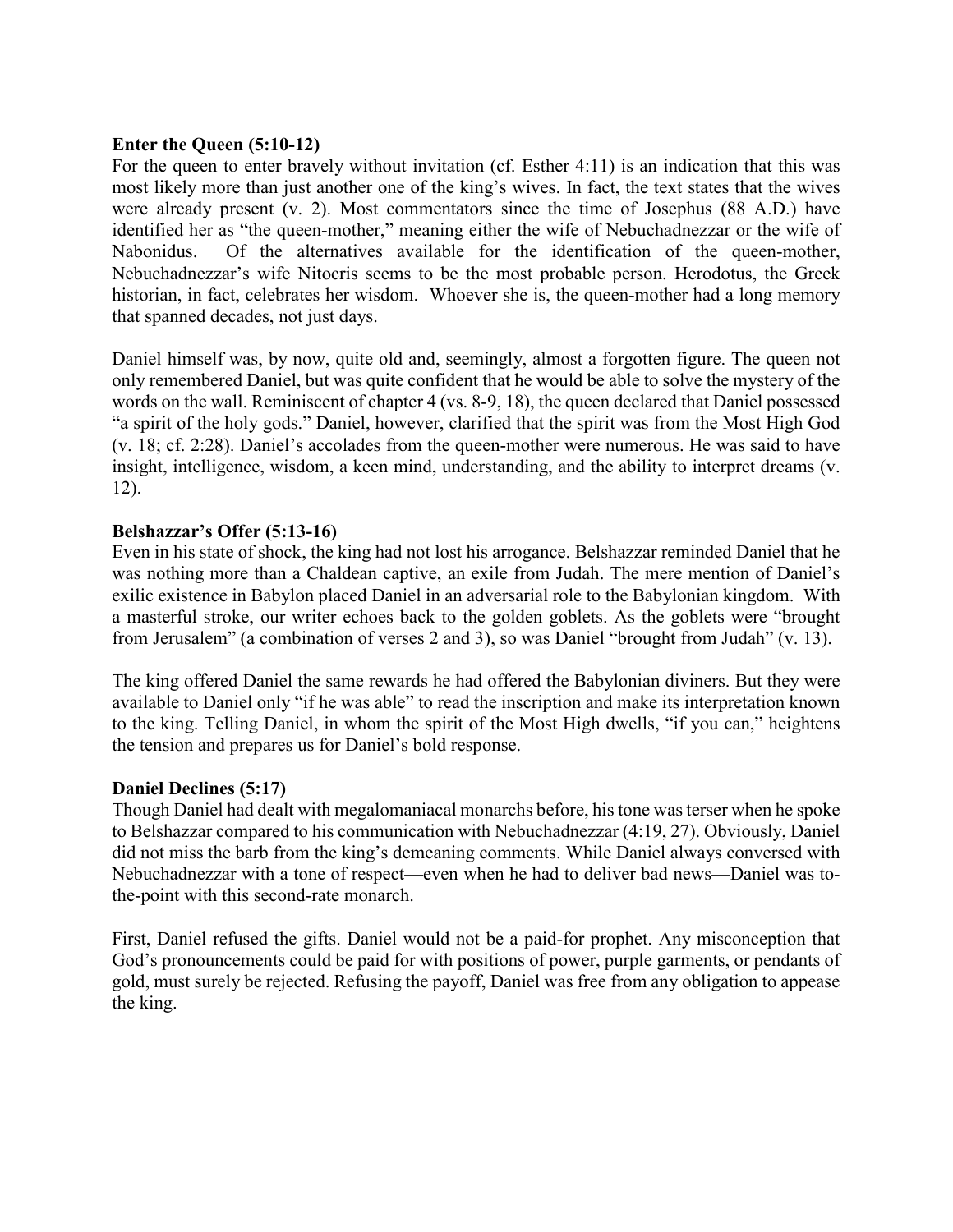**Enter the Queen (5:10-12)**

For the queen to enter bravely without invitation (cf. Esther 4:11) is an indication that this was most likely more than just another one of the king's wives. In fact, the text states that the wives were already present (v. 2). Most commentators since the time of Josephus (88 A.D.) have identified her as "the queen-mother," meaning either the wife of Nebuchadnezzar or the wife of Nabonidus. Of the alternatives available for the identification of the queen-mother, Nebuchadnezzar's wife Nitocris seems to be the most probable person. Herodotus, the Greek historian, in fact, celebrates her wisdom. Whoever she is, the queen-mother had a long memory that spanned decades, not just days.

Daniel himself was, by now, quite old and, seemingly, almost a forgotten figure. The queen not only remembered Daniel, but was quite confident that he would be able to solve the mystery of the words on the wall. Reminiscent of chapter 4 (vs. 8-9, 18), the queen declared that Daniel possessed "a spirit of the holy gods." Daniel, however, clarified that the spirit was from the Most High God (v. 18; cf. 2:28). Daniel's accolades from the queen-mother were numerous. He was said to have insight, intelligence, wisdom, a keen mind, understanding, and the ability to interpret dreams (v. 12).

**Belshazzar's Offer (5:13-16)**

Even in his state of shock, the king had not lost his arrogance. Belshazzar reminded Daniel that he was nothing more than a Chaldean captive, an exile from Judah. The mere mention of Daniel's exilic existence in Babylon placed Daniel in an adversarial role to the Babylonian kingdom. With a masterful stroke, our writer echoes back to the golden goblets. As the goblets were "brought from Jerusalem" (a combination of verses 2 and 3), so was Daniel "brought from Judah" (v. 13).

The king offered Daniel the same rewards he had offered the Babylonian diviners. But they were available to Daniel only "if he was able" to read the inscription and make its interpretation known to the king. Telling Daniel, in whom the spirit of the Most High dwells, "if you can," heightens the tension and prepares us for Daniel's bold response.

**Daniel Declines (5:17)**

Though Daniel had dealt with megalomaniacal monarchs before, his tone was terser when he spoke to Belshazzar compared to his communication with Nebuchadnezzar (4:19, 27). Obviously, Daniel did not miss the barb from the king's demeaning comments. While Daniel always conversed with Nebuchadnezzar with a tone of respect—even when he had to deliver bad news—Daniel was to-the-point with this second-rate monarch.

First, Daniel refused the gifts. Daniel would not be a paid-for prophet. Any misconception that God's pronouncements could be paid for with positions of power, purple garments, or pendants of gold, must surely be rejected. Refusing the payoff, Daniel was free from any obligation to appease the king.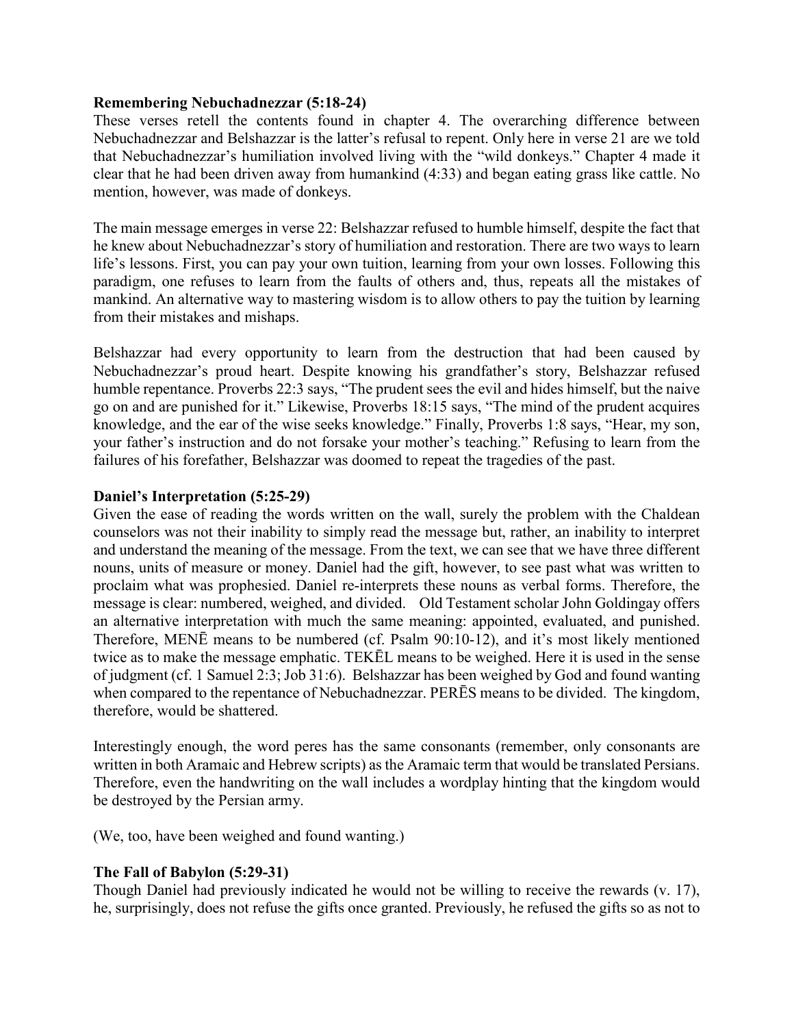**Remembering Nebuchadnezzar (5:18-24)**

These verses retell the contents found in chapter 4. The overarching difference between Nebuchadnezzar and Belshazzar is the latter's refusal to repent. Only here in verse 21 are we told that Nebuchadnezzar's humiliation involved living with the "wild donkeys." Chapter 4 made it clear that he had been driven away from humankind (4:33) and began eating grass like cattle. No mention, however, was made of donkeys.

The main message emerges in verse 22: Belshazzar refused to humble himself, despite the fact that he knew about Nebuchadnezzar's story of humiliation and restoration. There are two ways to learn life's lessons. First, you can pay your own tuition, learning from your own losses. Following this paradigm, one refuses to learn from the faults of others and, thus, repeats all the mistakes of mankind. An alternative way to mastering wisdom is to allow others to pay the tuition by learning from their mistakes and mishaps.

Belshazzar had every opportunity to learn from the destruction that had been caused by Nebuchadnezzar's proud heart. Despite knowing his grandfather's story, Belshazzar refused humble repentance. Proverbs 22:3 says, "The prudent sees the evil and hides himself, but the naive go on and are punished for it." Likewise, Proverbs 18:15 says, "The mind of the prudent acquires knowledge, and the ear of the wise seeks knowledge." Finally, Proverbs 1:8 says, "Hear, my son, your father's instruction and do not forsake your mother's teaching." Refusing to learn from the failures of his forefather, Belshazzar was doomed to repeat the tragedies of the past.

**Daniel's Interpretation (5:25-29)**

Given the ease of reading the words written on the wall, surely the problem with the Chaldean counselors was not their inability to simply read the message but, rather, an inability to interpret and understand the meaning of the message. From the text, we can see that we have three different nouns, units of measure or money. Daniel had the gift, however, to see past what was written to proclaim what was prophesied. Daniel re-interprets these nouns as verbal forms. Therefore, the message is clear: numbered, weighed, and divided. Old Testament scholar John Goldingay offers an alternative interpretation with much the same meaning: appointed, evaluated, and punished. Therefore, MENĒ means to be numbered (cf. Psalm 90:10-12), and it's most likely mentioned twice as to make the message emphatic. TEKĒL means to be weighed. Here it is used in the sense of judgment (cf. 1 Samuel 2:3; Job 31:6). Belshazzar has been weighed by God and found wanting when compared to the repentance of Nebuchadnezzar. PERĒS means to be divided. The kingdom, therefore, would be shattered.

Interestingly enough, the word peres has the same consonants (remember, only consonants are written in both Aramaic and Hebrew scripts) as the Aramaic term that would be translated Persians. Therefore, even the handwriting on the wall includes a wordplay hinting that the kingdom would be destroyed by the Persian army.

(We, too, have been weighed and found wanting.)

**The Fall of Babylon (5:29-31)**

Though Daniel had previously indicated he would not be willing to receive the rewards (v. 17), he, surprisingly, does not refuse the gifts once granted. Previously, he refused the gifts so as not to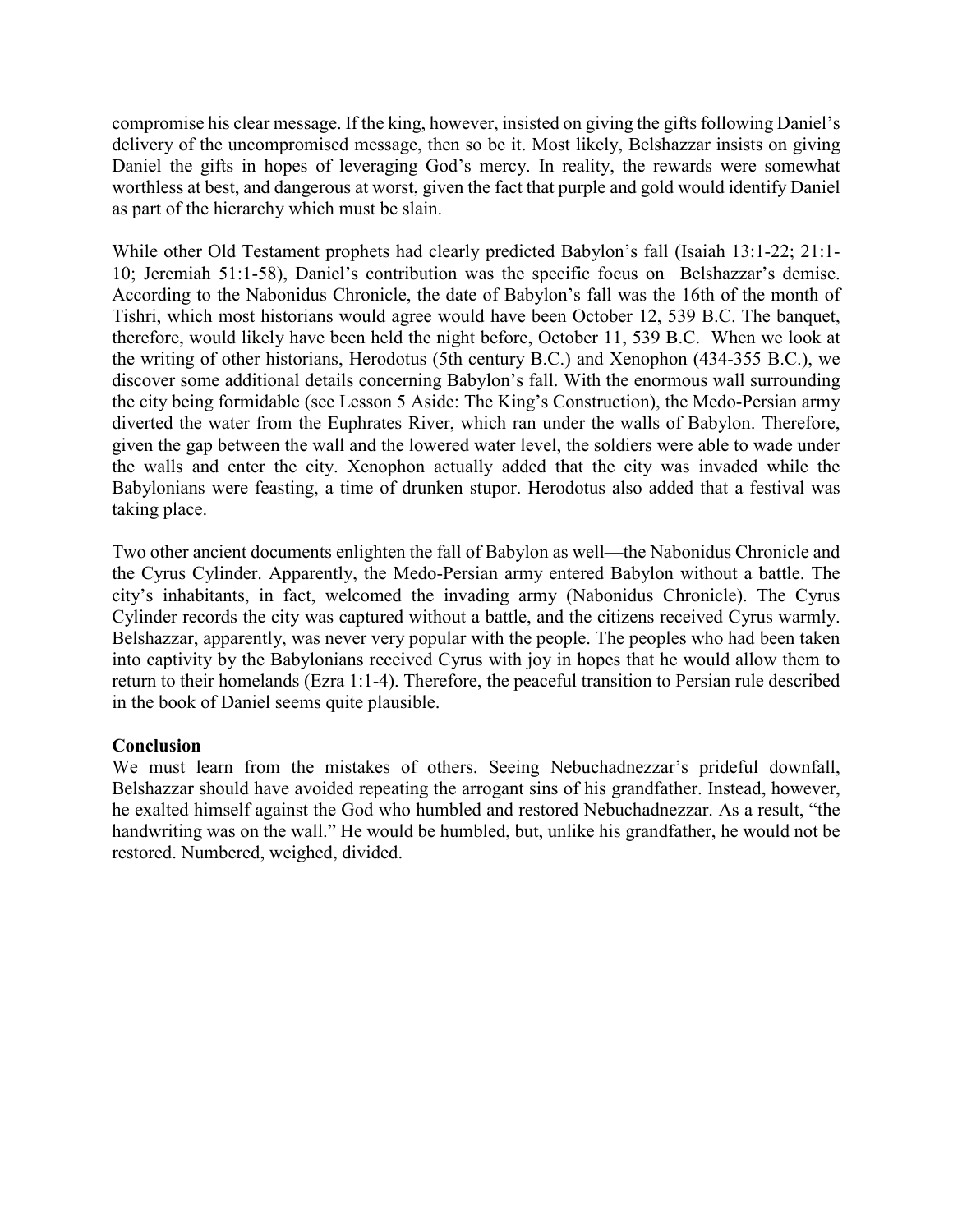compromise his clear message. If the king, however, insisted on giving the gifts following Daniel's delivery of the uncompromised message, then so be it. Most likely, Belshazzar insists on giving Daniel the gifts in hopes of leveraging God's mercy. In reality, the rewards were somewhat worthless at best, and dangerous at worst, given the fact that purple and gold would identify Daniel as part of the hierarchy which must be slain.

While other Old Testament prophets had clearly predicted Babylon's fall (Isaiah 13:1-22; 21:1-10; Jeremiah 51:1-58), Daniel's contribution was the specific focus on Belshazzar's demise. According to the Nabonidus Chronicle, the date of Babylon's fall was the 16th of the month of Tishri, which most historians would agree would have been October 12, 539 B.C. The banquet, therefore, would likely have been held the night before, October 11, 539 B.C. When we look at the writing of other historians, Herodotus (5th century B.C.) and Xenophon (434-355 B.C.), we discover some additional details concerning Babylon's fall. With the enormous wall surrounding the city being formidable (see Lesson 5 Aside: The King's Construction), the Medo-Persian army diverted the water from the Euphrates River, which ran under the walls of Babylon. Therefore, given the gap between the wall and the lowered water level, the soldiers were able to wade under the walls and enter the city. Xenophon actually added that the city was invaded while the Babylonians were feasting, a time of drunken stupor. Herodotus also added that a festival was taking place.

Two other ancient documents enlighten the fall of Babylon as well—the Nabonidus Chronicle and the Cyrus Cylinder. Apparently, the Medo-Persian army entered Babylon without a battle. The city's inhabitants, in fact, welcomed the invading army (Nabonidus Chronicle). The Cyrus Cylinder records the city was captured without a battle, and the citizens received Cyrus warmly. Belshazzar, apparently, was never very popular with the people. The peoples who had been taken into captivity by the Babylonians received Cyrus with joy in hopes that he would allow them to return to their homelands (Ezra 1:1-4). Therefore, the peaceful transition to Persian rule described in the book of Daniel seems quite plausible.

**Conclusion**

We must learn from the mistakes of others. Seeing Nebuchadnezzar's prideful downfall, Belshazzar should have avoided repeating the arrogant sins of his grandfather. Instead, however, he exalted himself against the God who humbled and restored Nebuchadnezzar. As a result, "the handwriting was on the wall." He would be humbled, but, unlike his grandfather, he would not be restored. Numbered, weighed, divided.